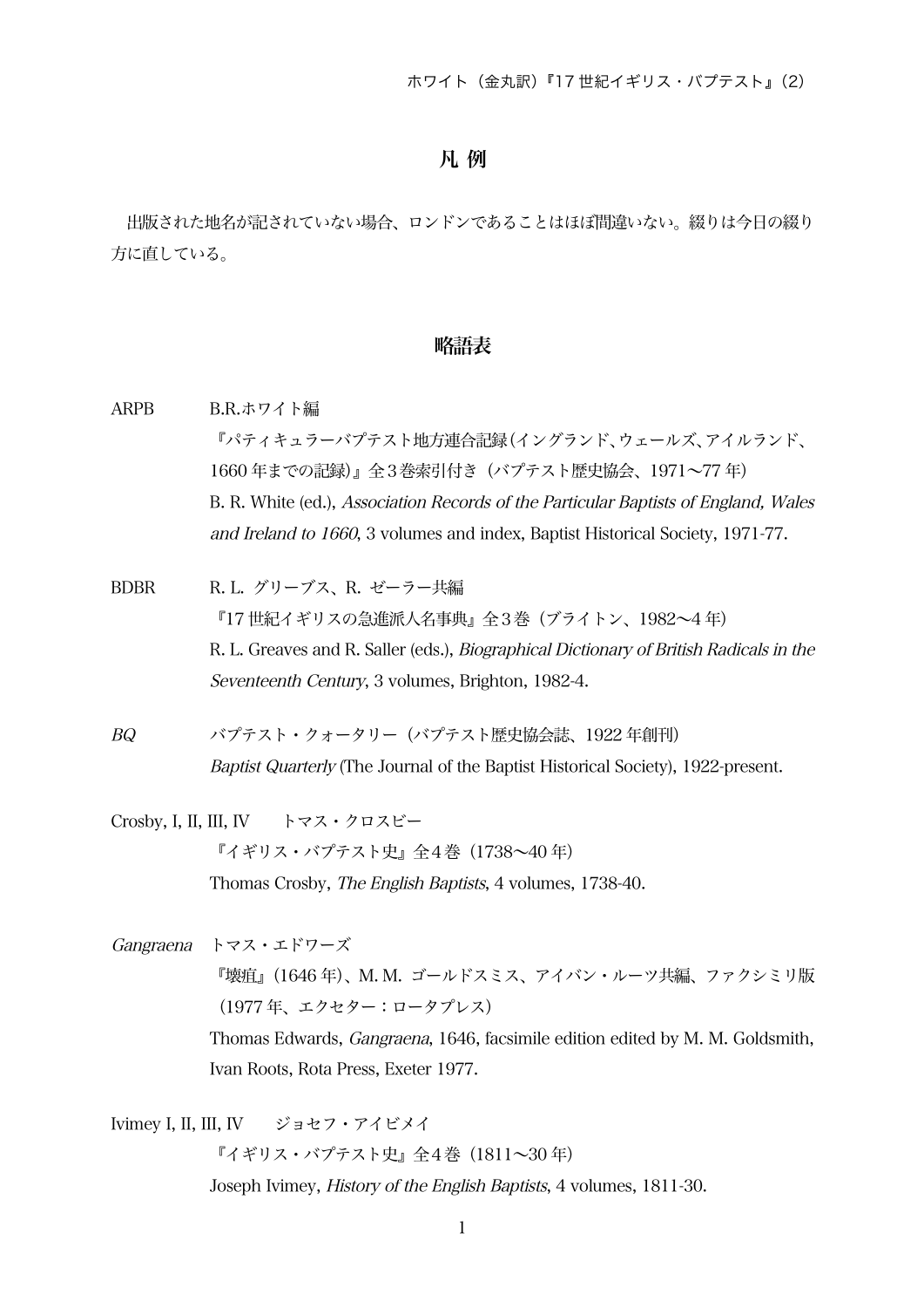## 凡 例

出版された地名が記されていない場合、ロンドンであることはほぼ間違いない。綴りは今日の綴り方に直している。

## 略語表

ARPB　B.R.ホワイト編

『パティキュラーバプテスト地方連合記録（イングランド、ウェールズ、アイルランド、1660 年までの記録）』全３巻索引付き（バプテスト歴史協会、1971～77 年）

B. R. White (ed.), *Association Records of the Particular Baptists of England, Wales and Ireland to 1660*, 3 volumes and index, Baptist Historical Society, 1971-77.

BDBR　R. L. グリーブス、R. ゼーラー共編

『17 世紀イギリスの急進派人名事典』全３巻（ブライトン、1982～4 年）

R. L. Greaves and R. Saller (eds.), *Biographical Dictionary of British Radicals in the Seventeenth Century*, 3 volumes, Brighton, 1982-4.

*BQ*　バプテスト・クォータリー（バプテスト歴史協会誌、1922 年創刊）

*Baptist Quarterly* (The Journal of the Baptist Historical Society), 1922-present.

Crosby, I, II, III, IV　トマス・クロスビー

『イギリス・バプテスト史』全4巻（1738～40 年）

Thomas Crosby, *The English Baptists*, 4 volumes, 1738-40.

*Gangraena*　トマス・エドワーズ

『壊疽』（1646 年）、M. M. ゴールドスミス、アイバン・ルーツ共編、ファクシミリ版（1977 年、エクセター：ロータプレス）

Thomas Edwards, *Gangraena*, 1646, facsimile edition edited by M. M. Goldsmith, Ivan Roots, Rota Press, Exeter 1977.

Ivimey I, II, III, IV　ジョセフ・アイビメイ

『イギリス・バプテスト史』全4巻（1811～30 年）

Joseph Ivimey, *History of the English Baptists*, 4 volumes, 1811-30.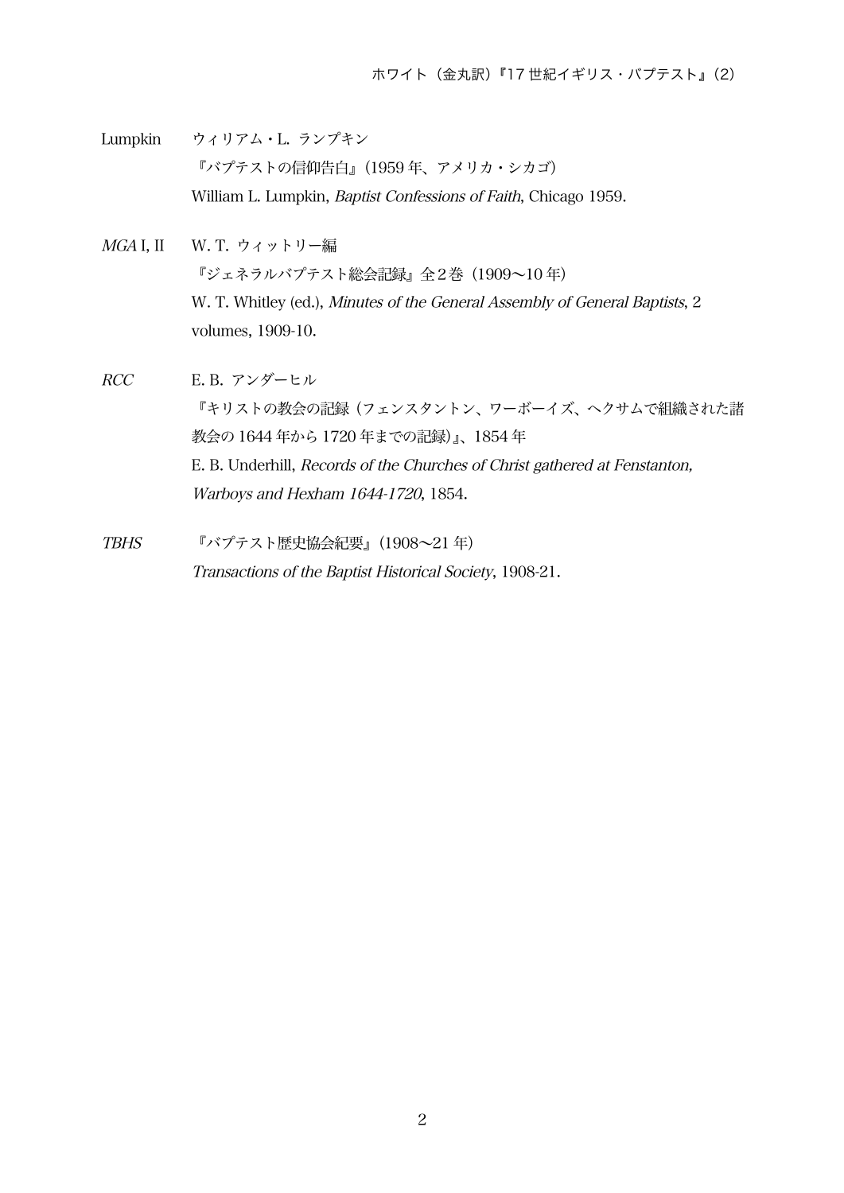Lumpkin　ウィリアム・L. ランプキン
『バプテストの信仰告白』(1959 年、アメリカ・シカゴ)
William L. Lumpkin, *Baptist Confessions of Faith*, Chicago 1959.

*MGA* I, II　W. T. ウィットリー編
『ジェネラルバプテスト総会記録』全２巻（1909〜10 年）
W. T. Whitley (ed.), *Minutes of the General Assembly of General Baptists*, 2 volumes, 1909-10.

*RCC*　E. B. アンダーヒル
『キリストの教会の記録（フェンスタントン、ワーボーイズ、ヘクサムで組織された諸教会の 1644 年から 1720 年までの記録）』、1854 年
E. B. Underhill, *Records of the Churches of Christ gathered at Fenstanton, Warboys and Hexham 1644-1720*, 1854.

*TBHS*　『バプテスト歴史協会紀要』(1908〜21 年)
*Transactions of the Baptist Historical Society*, 1908-21.